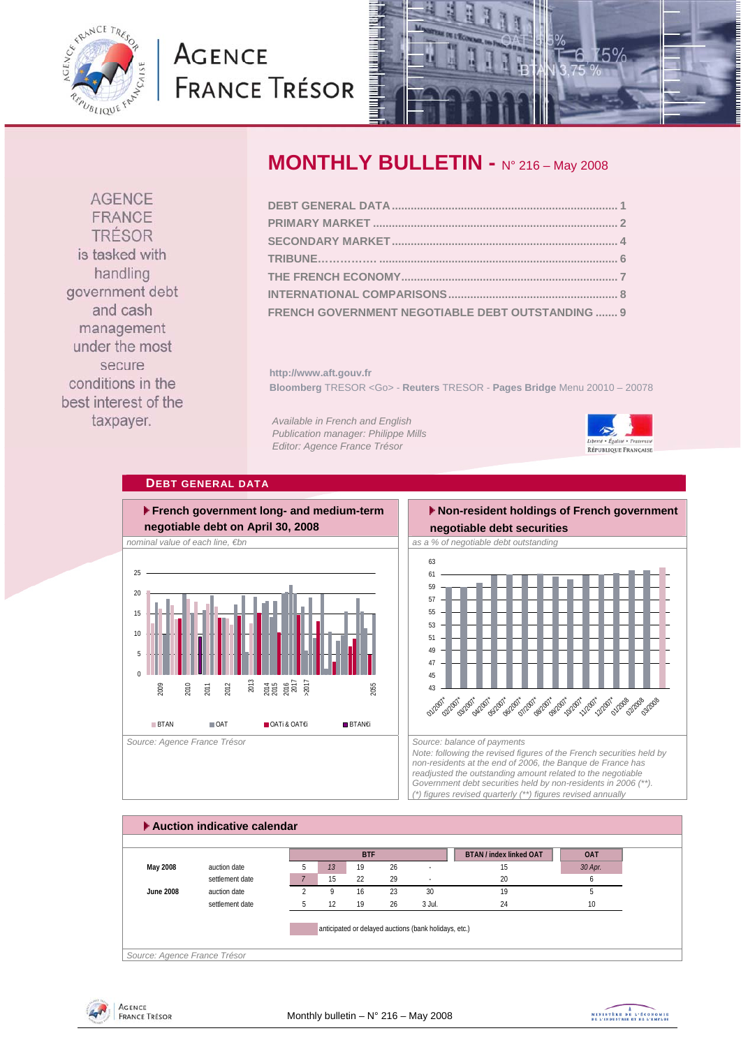# AGENCE FRANCE TRÉSOR

## MONTHLY BULLETIN - N° 216 – May 2008

AGENCE FRANCE TRÉSOR is tasked with handling government debt and cash management under the most secure conditions in the best interest of the taxpayer.

- DEBT GENERAL DATA ........ 1
- PRIMARY MARKET ........ 2
- SECONDARY MARKET ........ 4
- TRIBUNE…………… ........ 6
- THE FRENCH ECONOMY ........ 7
- INTERNATIONAL COMPARISONS ........ 8
- FRENCH GOVERNMENT NEGOTIABLE DEBT OUTSTANDING ....... 9

http://www.aft.gouv.fr

**Bloomberg** TRESOR <Go> - **Reuters** TRESOR - **Pages Bridge** Menu 20010 – 20078

*Available in French and English*
*Publication manager: Philippe Mills*
*Editor: Agence France Trésor*

## DEBT GENERAL DATA

### French government long- and medium-term negotiable debt on April 30, 2008

*nominal value of each line, €bn*

Legend: BTAN, OAT, OATi & OAT€i, BTAN€i

Source: Agence France Trésor

### Non-resident holdings of French government negotiable debt securities

*as a % of negotiable debt outstanding*

Source: balance of payments

Note: following the revised figures of the French securities held by non-residents at the end of 2006, the Banque de France has readjusted the outstanding amount related to the negotiable Government debt securities held by non-residents in 2006 (**).
(*) figures revised quarterly (**) figures revised annually

### Auction indicative calendar

| | | BTF | | | | | BTAN / index linked OAT | OAT |
|---|---|---|---|---|---|---|---|---|
| May 2008 | auction date | 5 | 13 | 19 | 26 | - | 15 | 30 Apr. |
| | settlement date | 7 | 15 | 22 | 29 | - | 20 | 6 |
| June 2008 | auction date | 2 | 9 | 16 | 23 | 30 | 19 | 5 |
| | settlement date | 5 | 12 | 19 | 26 | 3 Jul. | 24 | 10 |

anticipated or delayed auctions (bank holidays, etc.)

Source: Agence France Trésor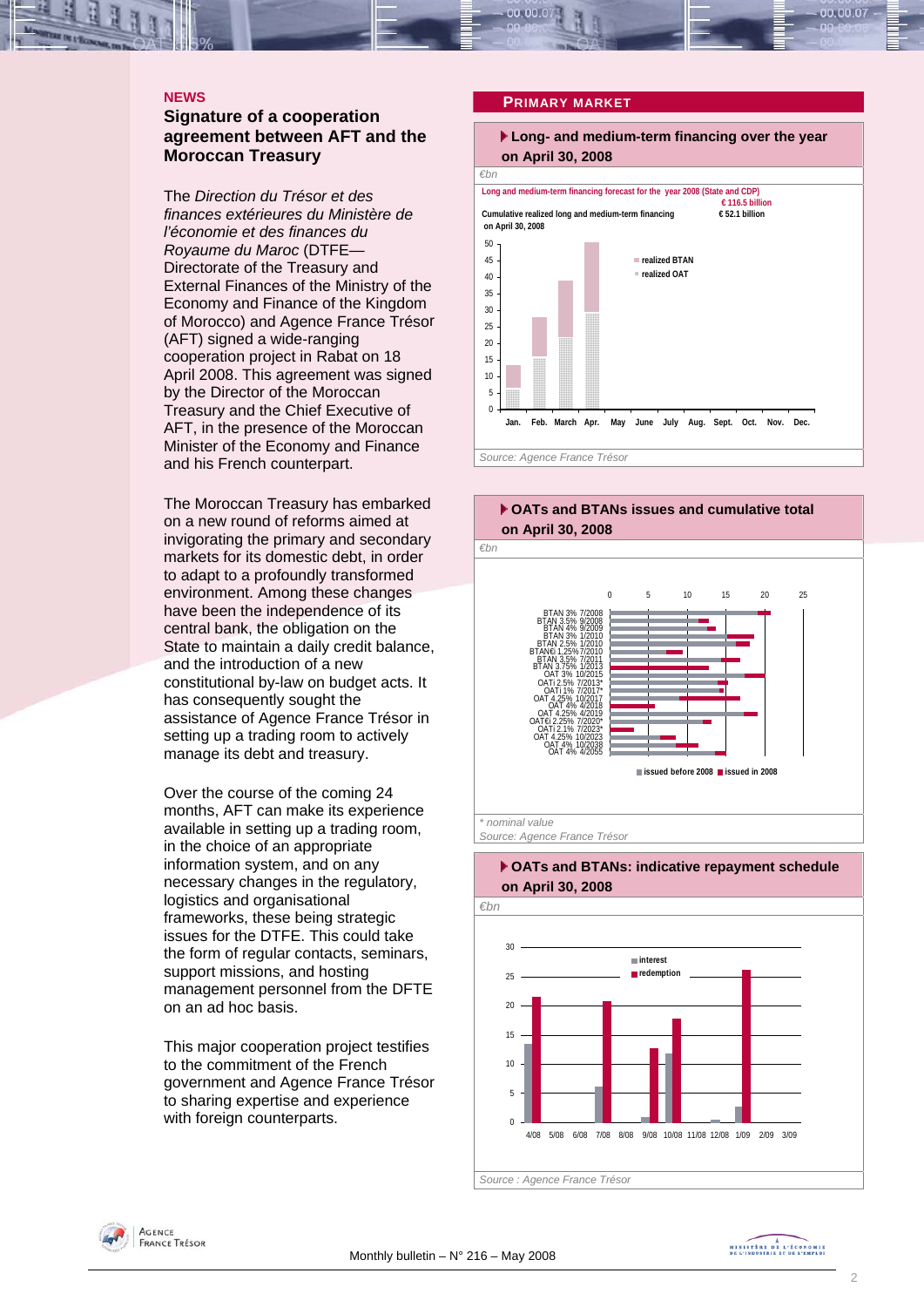## NEWS

### Signature of a cooperation agreement between AFT and the Moroccan Treasury

The *Direction du Trésor et des finances extérieures du Ministère de l'économie et des finances du Royaume du Maroc* (DTFE—Directorate of the Treasury and External Finances of the Ministry of the Economy and Finance of the Kingdom of Morocco) and Agence France Trésor (AFT) signed a wide-ranging cooperation project in Rabat on 18 April 2008. This agreement was signed by the Director of the Moroccan Treasury and the Chief Executive of AFT, in the presence of the Moroccan Minister of the Economy and Finance and his French counterpart.

The Moroccan Treasury has embarked on a new round of reforms aimed at invigorating the primary and secondary markets for its domestic debt, in order to adapt to a profoundly transformed environment. Among these changes have been the independence of its central bank, the obligation on the State to maintain a daily credit balance, and the introduction of a new constitutional by-law on budget acts. It has consequently sought the assistance of Agence France Trésor in setting up a trading room to actively manage its debt and treasury.

Over the course of the coming 24 months, AFT can make its experience available in setting up a trading room, in the choice of an appropriate information system, and on any necessary changes in the regulatory, logistics and organisational frameworks, these being strategic issues for the DTFE. This could take the form of regular contacts, seminars, support missions, and hosting management personnel from the DFTE on an ad hoc basis.

This major cooperation project testifies to the commitment of the French government and Agence France Trésor to sharing expertise and experience with foreign counterparts.

## PRIMARY MARKET

### Long- and medium-term financing over the year on April 30, 2008

€bn

Long and medium-term financing forecast for the year 2008 (State and CDP): € 116.5 billion

Cumulative realized long and medium-term financing on April 30, 2008: € 52.1 billion

Legend: realized BTAN; realized OAT

Source: Agence France Trésor

### OATs and BTANs issues and cumulative total on April 30, 2008

€bn

Lines: BTAN 3% 7/2008, BTAN 3.5% 9/2008, BTAN 4% 9/2009, BTAN 3% 1/2010, BTAN 2.5% 1/2010, BTAN€i 1,25% 7/2010, BTAN 3,5% 7/2011, BTAN 3.75% 1/2013, OAT 3% 10/2015, OATi 2.5% 7/2013*, OATi 1% 7/2017*, OAT 4,25% 10/2017, OAT 4% 4/2018, OAT 4.25% 4/2019, OAT€i 2.25% 7/2020*, OATi 2.1% 7/2023*, OAT 4.25% 10/2023, OAT 4% 10/2038, OAT 4% 4/2055

Legend: issued before 2008; issued in 2008

\* nominal value

Source: Agence France Trésor

### OATs and BTANs: indicative repayment schedule on April 30, 2008

€bn

Legend: interest; redemption

Source : Agence France Trésor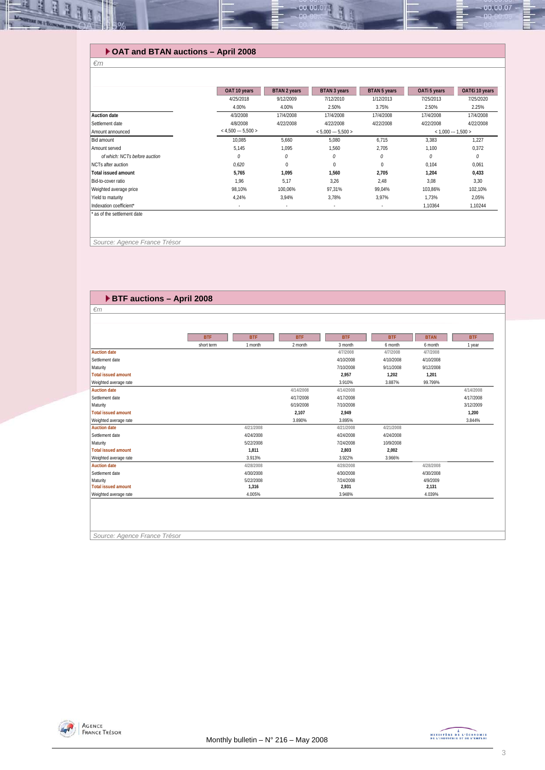## OAT and BTAN auctions – April 2008

*€m*

| | OAT 10 years | BTAN 2 years | BTAN 3 years | BTAN 5 years | OATi 5 years | OAT€i 10 years |
|---|---|---|---|---|---|---|
| | 4/25/2018 | 9/12/2009 | 7/12/2010 | 1/12/2013 | 7/25/2013 | 7/25/2020 |
| | 4.00% | 4.00% | 2.50% | 3.75% | 2.50% | 2.25% |
| **Auction date** | 4/3/2008 | 17/4/2008 | 17/4/2008 | 17/4/2008 | 17/4/2008 | 17/4/2008 |
| Settlement date | 4/8/2008 | 4/22/2008 | 4/22/2008 | 4/22/2008 | 4/22/2008 | 4/22/2008 |
| Amount announced | < 4,500 --- 5,500 > | | < 5,000 --- 5,500 > | | < 1,000 --- 1,500 > | |
| Bid amount | 10,085 | 5,660 | 5,080 | 6,715 | 3,383 | 1,227 |
| Amount served | 5,145 | 1,095 | 1,560 | 2,705 | 1,100 | 0,372 |
| *of which: NCTs before auction* | *0* | *0* | *0* | *0* | *0* | *0* |
| NCTs after auction | *0,620* | 0 | 0 | 0 | 0,104 | 0,061 |
| **Total issued amount** | **5,765** | **1,095** | **1,560** | **2,705** | **1,204** | **0,433** |
| Bid-to-cover ratio | 1,96 | 5,17 | 3,26 | 2,48 | 3,08 | 3,30 |
| Weighted average price | 98,10% | 100,06% | 97,31% | 99,04% | 103,86% | 102,10% |
| Yield to maturity | 4,24% | 3,94% | 3,78% | 3,97% | 1,73% | 2,05% |
| Indexation coefficient* | - | - | - | - | 1,10364 | 1,10244 |

\* as of the settlement date

*Source: Agence France Trésor*

## BTF auctions – April 2008

*€m*

| | BTF | BTF | BTF | BTF | BTF | BTAN | BTF |
|---|---|---|---|---|---|---|---|
| | short term | 1 month | 2 month | 3 month | 6 month | 6 month | 1 year |
| **Auction date** | | | | 4/7/2008 | 4/7/2008 | 4/7/2008 | |
| Settlement date | | | | 4/10/2008 | 4/10/2008 | 4/10/2008 | |
| Maturity | | | | 7/10/2008 | 9/11/2008 | 9/12/2008 | |
| **Total issued amount** | | | | **2,957** | **1,202** | **1,201** | |
| Weighted average rate | | | | 3.910% | 3.887% | 99.799% | |
| **Auction date** | | | 4/14/2008 | 4/14/2008 | | | 4/14/2008 |
| Settlement date | | | 4/17/2008 | 4/17/2008 | | | 4/17/2008 |
| Maturity | | | 6/19/2008 | 7/10/2008 | | | 3/12/2009 |
| **Total issued amount** | | | **2,107** | **2,949** | | | **1,200** |
| Weighted average rate | | | 3.890% | 3.895% | | | 3.844% |
| **Auction date** | | 4/21/2008 | | 4/21/2008 | 4/21/2008 | | |
| Settlement date | | 4/24/2008 | | 4/24/2008 | 4/24/2008 | | |
| Maturity | | 5/22/2008 | | 7/24/2008 | 10/9/2008 | | |
| **Total issued amount** | | **1,811** | | **2,803** | **2,002** | | |
| Weighted average rate | | 3.913% | | 3.922% | 3.966% | | |
| **Auction date** | | 4/28/2008 | | 4/28/2008 | | 4/28/2008 | |
| Settlement date | | 4/30/2008 | | 4/30/2008 | | 4/30/2008 | |
| Maturity | | 5/22/2008 | | 7/24/2008 | | 4/9/2009 | |
| **Total issued amount** | | 1,316 | | 2,931 | | 2,131 | |
| Weighted average rate | | 4.005% | | 3.948% | | 4.039% | |

*Source: Agence France Trésor*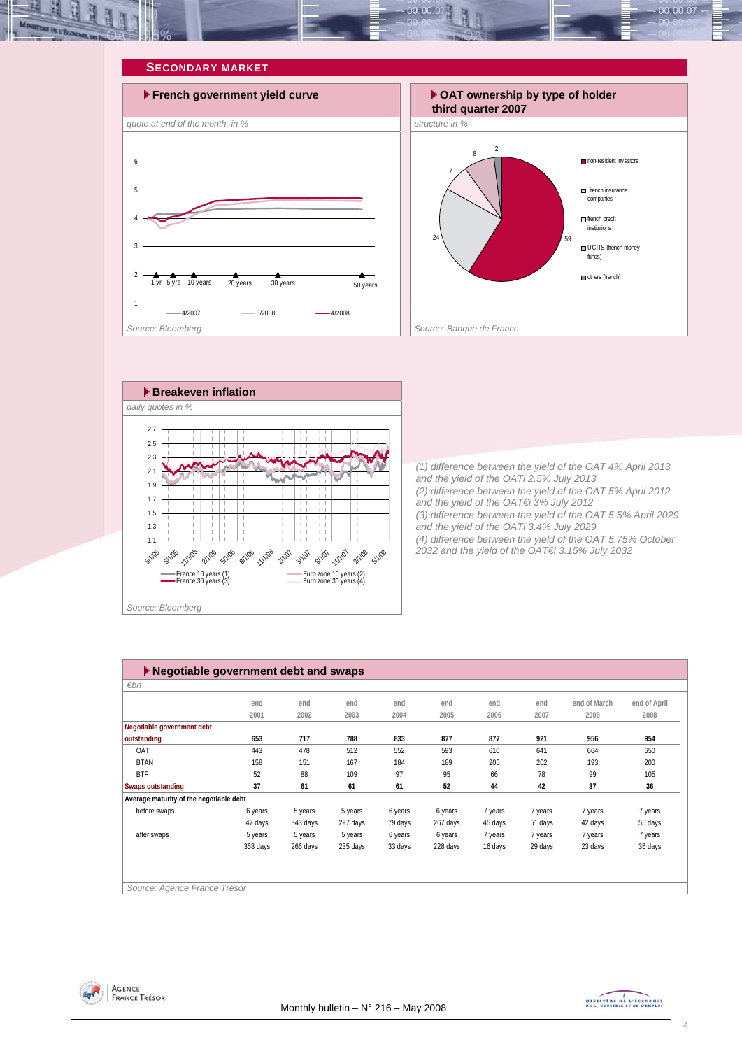## SECONDARY MARKET

### French government yield curve

*quote at end of the month, in %*

1 yr, 5 yrs, 10 years, 20 years, 30 years, 50 years

4/2007, 3/2008, 4/2008

*Source: Bloomberg*

### OAT ownership by type of holder third quarter 2007

*structure in %*

- non-resident investors: 59
- french insurance companies: 24
- french credit institutions: 7
- UCITS (french money funds): 8
- others (french): 2

*Source: Banque de France*

### Breakeven inflation

*daily quotes in %*

France 10 years (1), France 30 years (3), Euro zone 10 years (2), Euro zone 30 years (4)

*Source: Bloomberg*

*(1) difference between the yield of the OAT 4% April 2013 and the yield of the OATi 2.5% July 2013*
*(2) difference between the yield of the OAT 5% April 2012 and the yield of the OAT€i 3% July 2012*
*(3) difference between the yield of the OAT 5.5% April 2029 and the yield of the OATi 3.4% July 2029*
*(4) difference between the yield of the OAT 5.75% October 2032 and the yield of the OAT€i 3.15% July 2032*

### Negotiable government debt and swaps

*€bn*

| | end 2001 | end 2002 | end 2003 | end 2004 | end 2005 | end 2006 | end 2007 | end of March 2008 | end of April 2008 |
|---|---|---|---|---|---|---|---|---|---|
| **Negotiable government debt outstanding** | **653** | **717** | **788** | **833** | **877** | **877** | **921** | **956** | **954** |
| OAT | 443 | 478 | 512 | 552 | 593 | 610 | 641 | 664 | 650 |
| BTAN | 158 | 151 | 167 | 184 | 189 | 200 | 202 | 193 | 200 |
| BTF | 52 | 88 | 109 | 97 | 95 | 66 | 78 | 99 | 105 |
| **Swaps outstanding** | **37** | **61** | **61** | **61** | **52** | **44** | **42** | **37** | **36** |
| **Average maturity of the negotiable debt** | | | | | | | | | |
| before swaps | 6 years 47 days | 5 years 343 days | 5 years 297 days | 6 years 79 days | 6 years 267 days | 7 years 45 days | 7 years 51 days | 7 years 42 days | 7 years 55 days |
| after swaps | 5 years 358 days | 5 years 266 days | 5 years 235 days | 6 years 33 days | 6 years 228 days | 7 years 16 days | 7 years 29 days | 7 years 23 days | 7 years 36 days |

*Source: Agence France Trésor*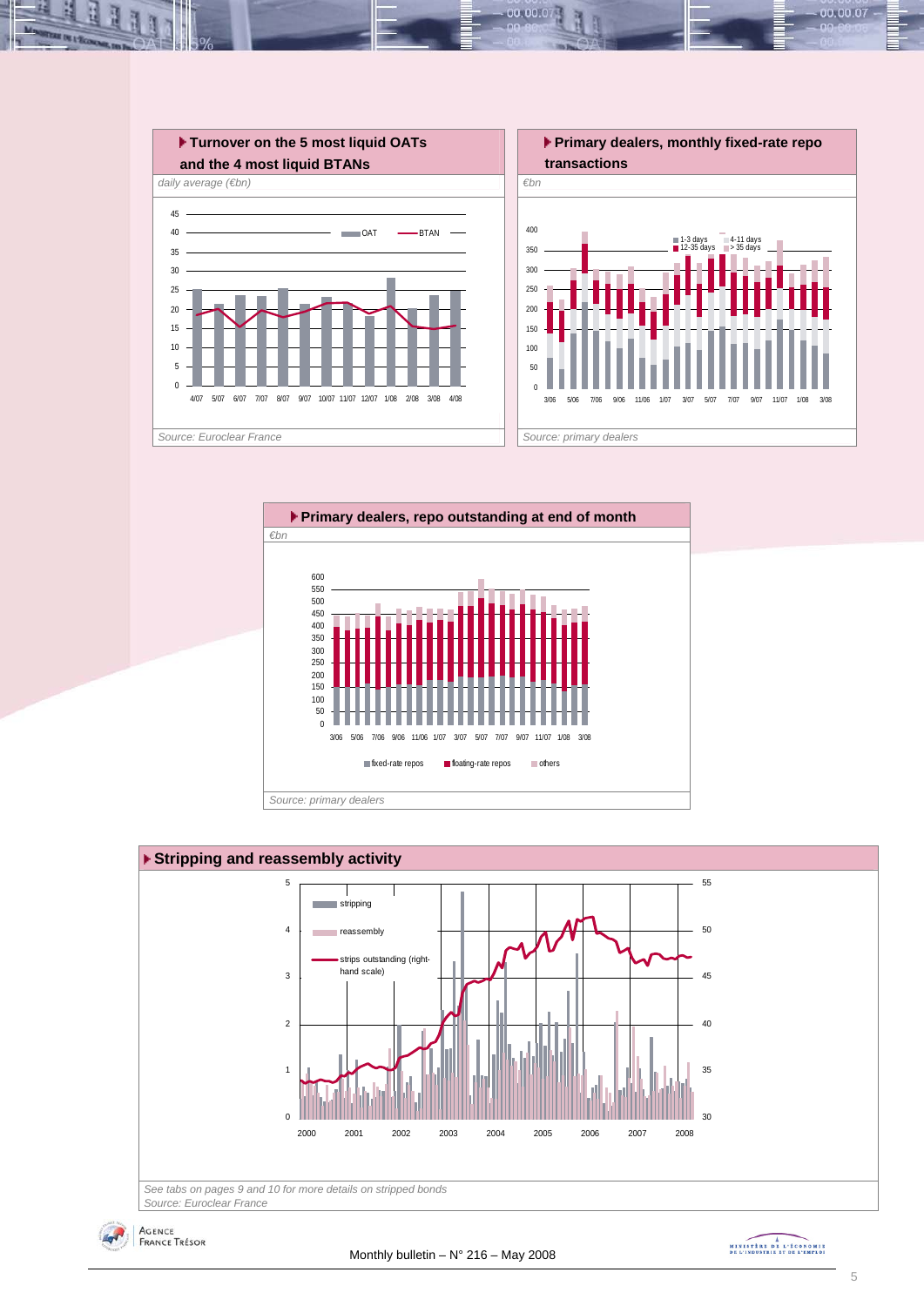### Turnover on the 5 most liquid OATs and the 4 most liquid BTANs

*daily average (€bn)*

*Source: Euroclear France*

### Primary dealers, monthly fixed-rate repo transactions

*€bn*

*Source: primary dealers*

### Primary dealers, repo outstanding at end of month

*€bn*

*Source: primary dealers*

### Stripping and reassembly activity

*See tabs on pages 9 and 10 for more details on stripped bonds*

*Source: Euroclear France*

Monthly bulletin – N° 216 – May 2008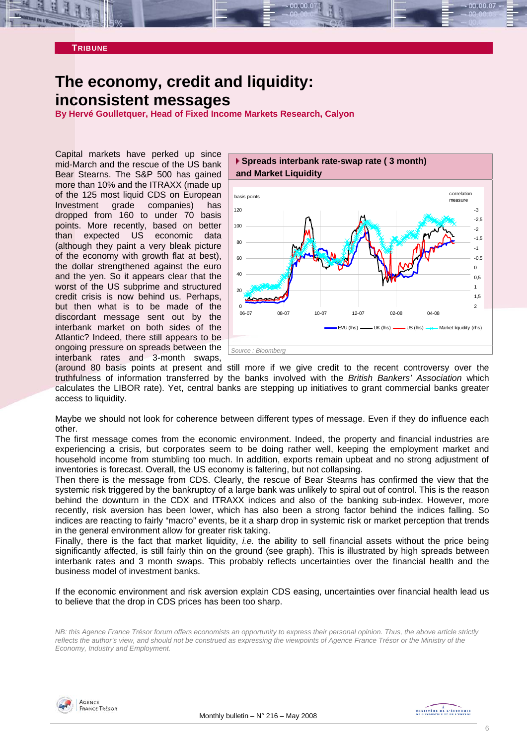**TRIBUNE**

# The economy, credit and liquidity: inconsistent messages

**By Hervé Goulletquer, Head of Fixed Income Markets Research, Calyon**

Capital markets have perked up since mid-March and the rescue of the US bank Bear Stearns. The S&P 500 has gained more than 10% and the ITRAXX (made up of the 125 most liquid CDS on European Investment grade companies) has dropped from 160 to under 70 basis points. More recently, based on better than expected US economic data (although they paint a very bleak picture of the economy with growth flat at best), the dollar strengthened against the euro and the yen. So it appears clear that the worst of the US subprime and structured credit crisis is now behind us. Perhaps, but then what is to be made of the discordant message sent out by the interbank market on both sides of the Atlantic? Indeed, there still appears to be ongoing pressure on spreads between the interbank rates and 3-month swaps, (around 80 basis points at present and still more if we give credit to the recent controversy over the truthfulness of information transferred by the banks involved with the *British Bankers' Association* which calculates the LIBOR rate). Yet, central banks are stepping up initiatives to grant commercial banks greater access to liquidity.

**Spreads interbank rate-swap rate ( 3 month) and Market Liquidity**

*Source : Bloomberg*

Maybe we should not look for coherence between different types of message. Even if they do influence each other.

The first message comes from the economic environment. Indeed, the property and financial industries are experiencing a crisis, but corporates seem to be doing rather well, keeping the employment market and household income from stumbling too much. In addition, exports remain upbeat and no strong adjustment of inventories is forecast. Overall, the US economy is faltering, but not collapsing.

Then there is the message from CDS. Clearly, the rescue of Bear Stearns has confirmed the view that the systemic risk triggered by the bankruptcy of a large bank was unlikely to spiral out of control. This is the reason behind the downturn in the CDX and ITRAXX indices and also of the banking sub-index. However, more recently, risk aversion has been lower, which has also been a strong factor behind the indices falling. So indices are reacting to fairly "macro" events, be it a sharp drop in systemic risk or market perception that trends in the general environment allow for greater risk taking.

Finally, there is the fact that market liquidity, *i.e.* the ability to sell financial assets without the price being significantly affected, is still fairly thin on the ground (see graph). This is illustrated by high spreads between interbank rates and 3 month swaps. This probably reflects uncertainties over the financial health and the business model of investment banks.

If the economic environment and risk aversion explain CDS easing, uncertainties over financial health lead us to believe that the drop in CDS prices has been too sharp.

*NB: this Agence France Trésor forum offers economists an opportunity to express their personal opinion. Thus, the above article strictly reflects the author's view, and should not be construed as expressing the viewpoints of Agence France Trésor or the Ministry of the Economy, Industry and Employment.*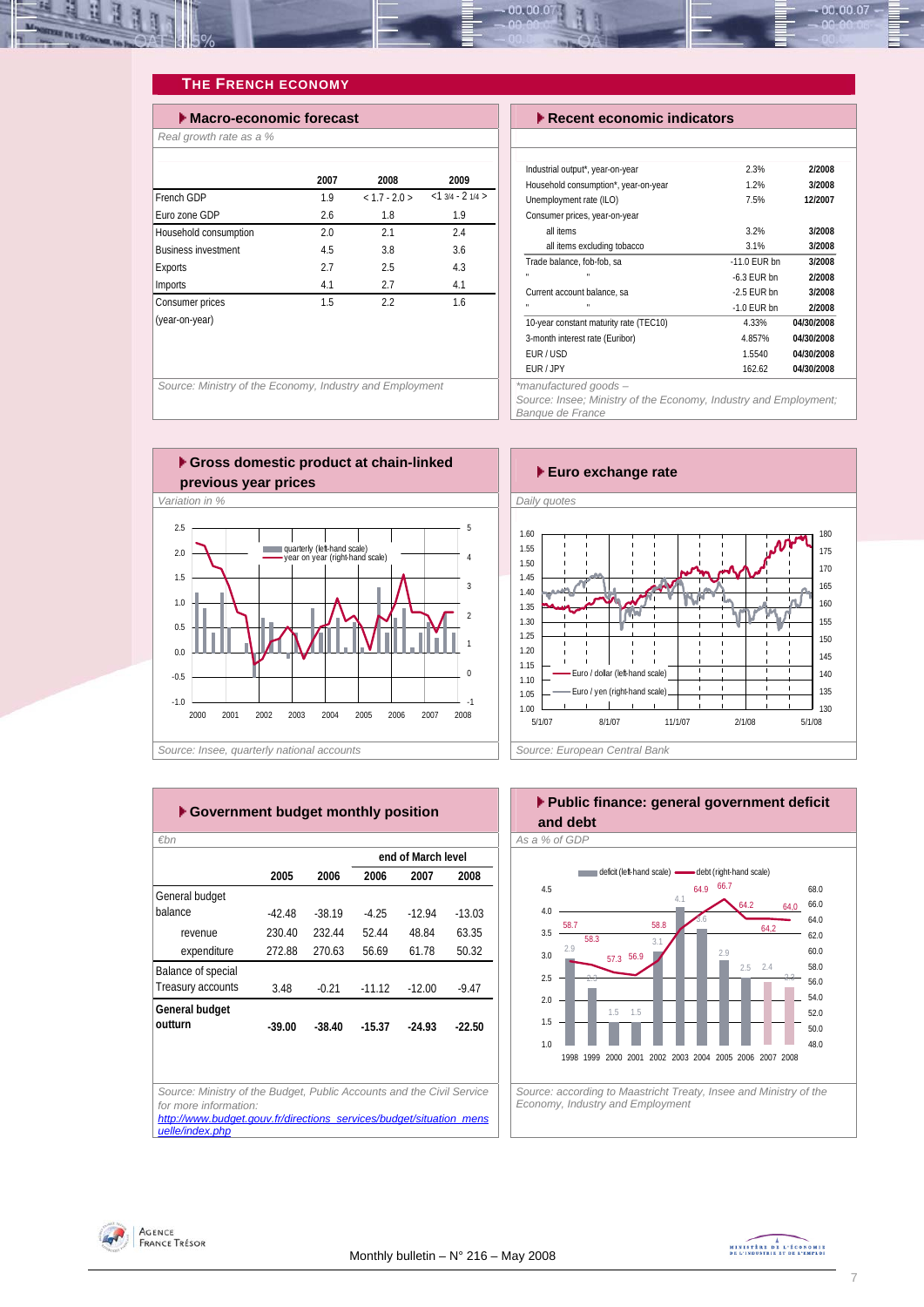## The French Economy

### Macro-economic forecast

*Real growth rate as a %*

| | 2007 | 2008 | 2009 |
|---|---|---|---|
| French GDP | 1.9 | < 1.7 - 2.0 > | <1 3/4 - 2 1/4 > |
| Euro zone GDP | 2.6 | 1.8 | 1.9 |
| Household consumption | 2.0 | 2.1 | 2.4 |
| Business investment | 4.5 | 3.8 | 3.6 |
| Exports | 2.7 | 2.5 | 4.3 |
| Imports | 4.1 | 2.7 | 4.1 |
| Consumer prices (year-on-year) | 1.5 | 2.2 | 1.6 |

*Source: Ministry of the Economy, Industry and Employment*

### Recent economic indicators

| | | |
|---|---|---|
| Industrial output*, year-on-year | 2.3% | 2/2008 |
| Household consumption*, year-on-year | 1.2% | 3/2008 |
| Unemployment rate (ILO) | 7.5% | 12/2007 |
| Consumer prices, year-on-year | | |
| all items | 3.2% | 3/2008 |
| all items excluding tobacco | 3.1% | 3/2008 |
| Trade balance, fob-fob, sa | -11.0 EUR bn | 3/2008 |
| " " | -6.3 EUR bn | 2/2008 |
| Current account balance, sa | -2.5 EUR bn | 3/2008 |
| " " | -1.0 EUR bn | 2/2008 |
| 10-year constant maturity rate (TEC10) | 4.33% | 04/30/2008 |
| 3-month interest rate (Euribor) | 4.857% | 04/30/2008 |
| EUR / USD | 1.5540 | 04/30/2008 |
| EUR / JPY | 162.62 | 04/30/2008 |

*manufactured goods –
*Source: Insee; Ministry of the Economy, Industry and Employment; Banque de France*

### Gross domestic product at chain-linked previous year prices

*Variation in %*

(Chart: quarterly (left-hand scale); year on year (right-hand scale); 2000–2008)

*Source: Insee, quarterly national accounts*

### Euro exchange rate

*Daily quotes*

(Chart: Euro / dollar (left-hand scale); Euro / yen (right-hand scale); 5/1/07 – 5/1/08)

*Source: European Central Bank*

### Government budget monthly position

*€bn*

| | 2005 | 2006 | end of March level 2006 | 2007 | 2008 |
|---|---|---|---|---|---|
| General budget balance | -42.48 | -38.19 | -4.25 | -12.94 | -13.03 |
| revenue | 230.40 | 232.44 | 52.44 | 48.84 | 63.35 |
| expenditure | 272.88 | 270.63 | 56.69 | 61.78 | 50.32 |
| Balance of special Treasury accounts | 3.48 | -0.21 | -11.12 | -12.00 | -9.47 |
| **General budget outturn** | **-39.00** | **-38.40** | **-15.37** | **-24.93** | **-22.50** |

*Source: Ministry of the Budget, Public Accounts and the Civil Service for more information:*
[http://www.budget.gouv.fr/directions_services/budget/situation_mensuelle/index.php](http://www.budget.gouv.fr/directions_services/budget/situation_mensuelle/index.php)

### Public finance: general government deficit and debt

*As a % of GDP*

| | 1998 | 1999 | 2000 | 2001 | 2002 | 2003 | 2004 | 2005 | 2006 | 2007 | 2008 |
|---|---|---|---|---|---|---|---|---|---|---|---|
| deficit (left-hand scale) | 2.9 | 2.3 | 1.5 | 1.5 | 3.1 | 4.1 | 3.6 | 2.9 | 2.5 | 2.4 | 2.3 |
| debt (right-hand scale) | 58.7 | 58.3 | 57.3 | 56.9 | 58.8 | 62.9 | 64.9 | 66.7 | 64.2 | 64.2 | 64.0 |

*Source: according to Maastricht Treaty, Insee and Ministry of the Economy, Industry and Employment*

Monthly bulletin – N° 216 – May 2008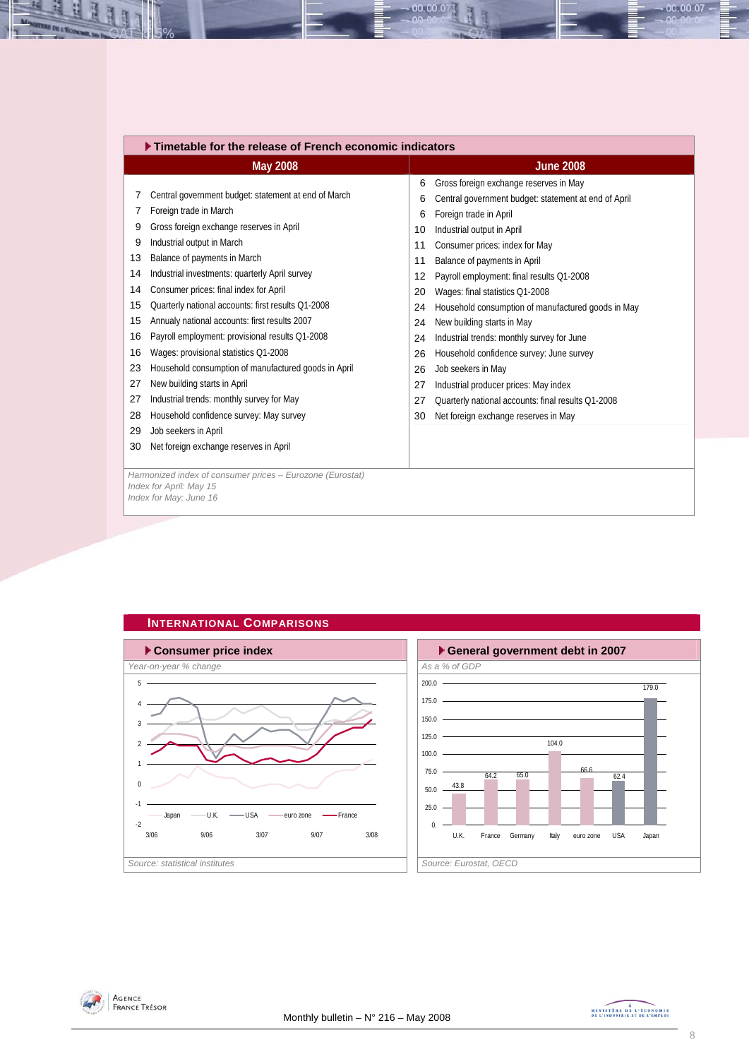## Timetable for the release of French economic indicators

| May 2008 | | June 2008 | |
|---|---|---|---|
| 7 | Central government budget: statement at end of March | 6 | Gross foreign exchange reserves in May |
| 7 | Foreign trade in March | 6 | Central government budget: statement at end of April |
| 9 | Gross foreign exchange reserves in April | 6 | Foreign trade in April |
| 9 | Industrial output in March | 10 | Industrial output in April |
| 13 | Balance of payments in March | 11 | Consumer prices: index for May |
| 14 | Industrial investments: quarterly April survey | 11 | Balance of payments in April |
| 14 | Consumer prices: final index for April | 12 | Payroll employment: final results Q1-2008 |
| 15 | Quarterly national accounts: first results Q1-2008 | 20 | Wages: final statistics Q1-2008 |
| 15 | Annualy national accounts: first results 2007 | 24 | Household consumption of manufactured goods in May |
| 16 | Payroll employment: provisional results Q1-2008 | 24 | New building starts in May |
| 16 | Wages: provisional statistics Q1-2008 | 24 | Industrial trends: monthly survey for June |
| 23 | Household consumption of manufactured goods in April | 26 | Household confidence survey: June survey |
| 27 | New building starts in April | 26 | Job seekers in May |
| 27 | Industrial trends: monthly survey for May | 27 | Industrial producer prices: May index |
| 28 | Household confidence survey: May survey | 27 | Quarterly national accounts: final results Q1-2008 |
| 29 | Job seekers in April | 30 | Net foreign exchange reserves in May |
| 30 | Net foreign exchange reserves in April | | |

*Harmonized index of consumer prices – Eurozone (Eurostat)*
*Index for April: May 15*
*Index for May: June 16*

## International Comparisons

### Consumer price index

*Year-on-year % change*

Legend: Japan, U.K., USA, euro zone, France (3/06 – 3/08)

*Source: statistical institutes*

### General government debt in 2007

*As a % of GDP*

| Country | Debt (% of GDP) |
|---|---|
| U.K. | 43.8 |
| France | 64.2 |
| Germany | 65.0 |
| Italy | 104.0 |
| euro zone | 66.6 |
| USA | 62.4 |
| Japan | 179.0 |

*Source: Eurostat, OECD*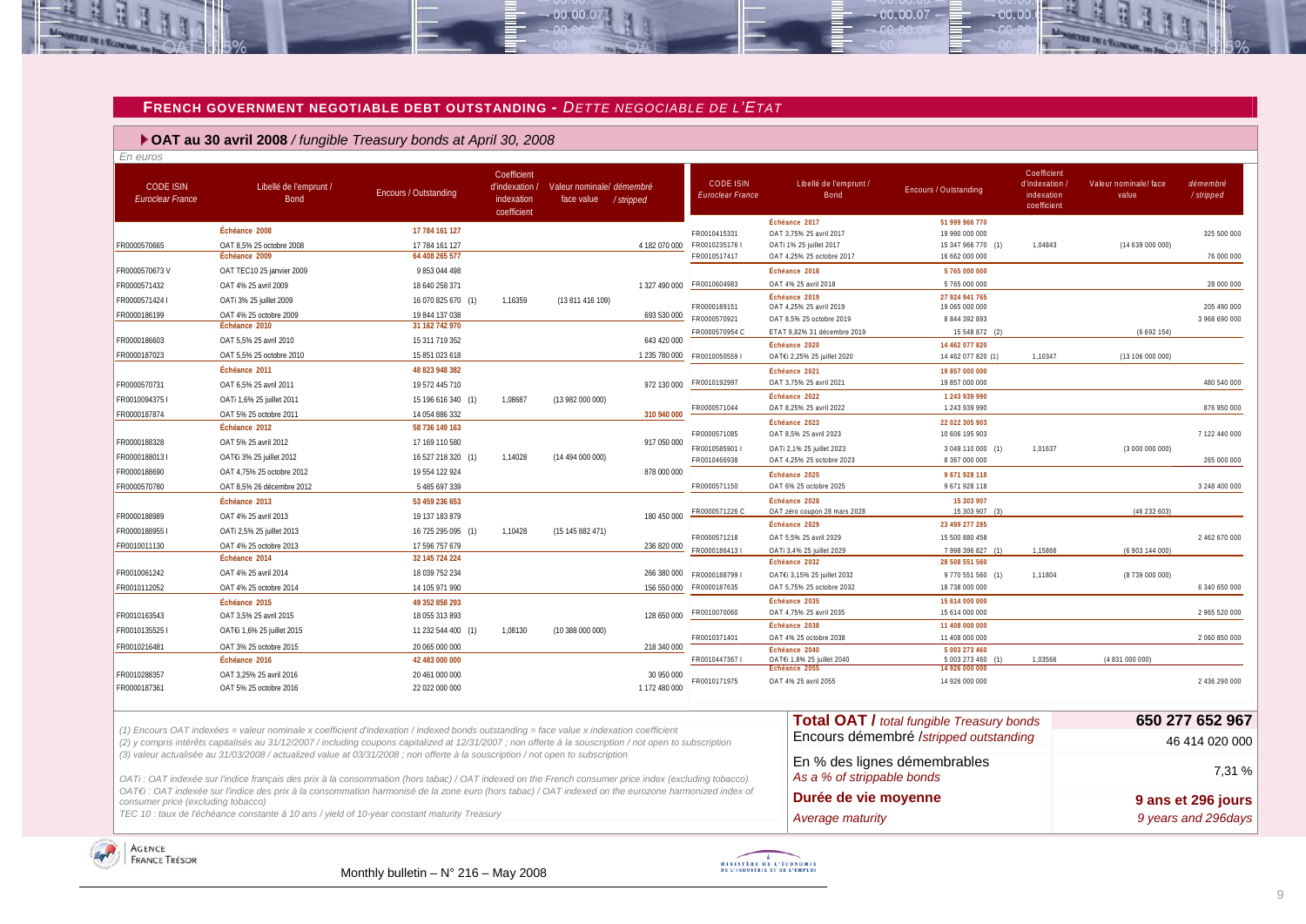## FRENCH GOVERNMENT NEGOTIABLE DEBT OUTSTANDING - *DETTE NEGOCIABLE DE L'ETAT*

### OAT au 30 avril 2008 / *fungible Treasury bonds at April 30, 2008*

*En euros*

| CODE ISIN *Euroclear France* | Libellé de l'emprunt / Bond | Encours / Outstanding | Coefficient d'indexation / indexation coefficient | Valeur nominale/ face value | démembré / stripped |
|---|---|---|---|---|---|
| | **Échéance 2008** | **17 784 161 127** | | | |
| FR0000570665 | OAT 8,5% 25 octobre 2008 | 17 784 161 127 | | | 4 182 070 000 |
| | **Échéance 2009** | **64 408 265 577** | | | |
| FR0000570673 V | OAT TEC10 25 janvier 2009 | 9 853 044 498 | | | |
| FR0000571432 | OAT 4% 25 avril 2009 | 18 640 258 371 | | | 1 327 490 000 |
| FR0000571424 I | OATi 3% 25 juillet 2009 | 16 070 825 670 (1) | 1,16359 | (13 811 416 109) | |
| FR0000186199 | OAT 4% 25 octobre 2009 | 19 844 137 038 | | | 693 530 000 |
| | **Échéance 2010** | **31 162 742 970** | | | |
| FR0000186603 | OAT 5,5% 25 avril 2010 | 15 311 719 352 | | | 643 420 000 |
| FR0000187023 | OAT 5,5% 25 octobre 2010 | 15 851 023 618 | | | 1 235 780 000 |
| | **Échéance 2011** | **48 823 948 382** | | | |
| FR0000570731 | OAT 6,5% 25 avril 2011 | 19 572 445 710 | | | 972 130 000 |
| FR0010094375 I | OATi 1,6% 25 juillet 2011 | 15 196 616 340 (1) | 1,08687 | (13 982 000 000) | |
| FR0000187874 | OAT 5% 25 octobre 2011 | 14 054 886 332 | | | 310 940 000 |
| | **Échéance 2012** | **58 736 149 163** | | | |
| FR0000188328 | OAT 5% 25 avril 2012 | 17 169 110 580 | | | 917 050 000 |
| FR0000188013 I | OAT€i 3% 25 juillet 2012 | 16 527 218 320 (1) | 1,14028 | (14 494 000 000) | |
| FR0000188690 | OAT 4,75% 25 octobre 2012 | 19 554 122 924 | | | 878 000 000 |
| FR0000570780 | OAT 8,5% 26 décembre 2012 | 5 485 697 339 | | | |
| | **Échéance 2013** | **53 459 236 653** | | | |
| FR0000188989 | OAT 4% 25 avril 2013 | 19 137 183 879 | | | 180 450 000 |
| FR0000188955 I | OATi 2,5% 25 juillet 2013 | 16 725 295 095 (1) | 1,10428 | (15 145 882 471) | |
| FR0010011130 | OAT 4% 25 octobre 2013 | 17 596 757 679 | | | 236 820 000 |
| | **Échéance 2014** | **32 145 724 224** | | | |
| FR0010061242 | OAT 4% 25 avril 2014 | 18 039 752 234 | | | 266 380 000 |
| FR0010112052 | OAT 4% 25 octobre 2014 | 14 105 971 990 | | | 156 550 000 |
| | **Échéance 2015** | **49 352 858 293** | | | |
| FR0010163543 | OAT 3,5% 25 avril 2015 | 18 055 313 893 | | | 128 650 000 |
| FR0010135525 I | OAT€i 1,6% 25 juillet 2015 | 11 232 544 400 (1) | 1,08130 | (10 388 000 000) | |
| FR0010216481 | OAT 3% 25 octobre 2015 | 20 065 000 000 | | | 218 340 000 |
| | **Échéance 2016** | **42 483 000 000** | | | |
| FR0010288357 | OAT 3,25% 25 avril 2016 | 20 461 000 000 | | | 30 950 000 |
| FR0000187361 | OAT 5% 25 octobre 2016 | 22 022 000 000 | | | 1 172 480 000 |
| | **Échéance 2017** | **51 999 966 770** | | | |
| FR0010415331 | OAT 3,75% 25 avril 2017 | 19 990 000 000 | | | 325 500 000 |
| FR0010235176 I | OATi 1% 25 juillet 2017 | 15 347 966 770 (1) | 1,04843 | (14 639 000 000) | |
| FR0010517417 | OAT 4,25% 25 octobre 2017 | 16 662 000 000 | | | 76 000 000 |
| | **Échéance 2018** | **5 765 000 000** | | | |
| FR0010604983 | OAT 4% 25 avril 2018 | 5 765 000 000 | | | 28 000 000 |
| | **Échéance 2019** | **27 924 941 765** | | | |
| FR0000189151 | OAT 4,25% 25 avril 2019 | 19 065 000 000 | | | 205 490 000 |
| FR0000570921 | OAT 8,5% 25 octobre 2019 | 8 844 392 893 | | | 3 968 690 000 |
| FR0000570954 C | ETAT 9,82% 31 décembre 2019 | 15 548 872 (2) | | (6 692 154) | |
| | **Échéance 2020** | **14 462 077 820** | | | |
| FR0010050559 I | OAT€i 2,25% 25 juillet 2020 | 14 462 077 820 (1) | 1,10347 | (13 106 000 000) | |
| | **Échéance 2021** | **19 857 000 000** | | | |
| FR0010192997 | OAT 3,75% 25 avril 2021 | 19 857 000 000 | | | 480 540 000 |
| | **Échéance 2022** | **1 243 939 990** | | | |
| FR0000571044 | OAT 8,25% 25 avril 2022 | 1 243 939 990 | | | 876 950 000 |
| | **Échéance 2023** | **22 022 305 903** | | | |
| FR0000571085 | OAT 8,5% 25 avril 2023 | 10 606 195 903 | | | 7 122 440 000 |
| FR0010585901 I | OATi 2,1% 25 juillet 2023 | 3 049 110 000 (1) | 1,01637 | (3 000 000 000) | |
| FR0010466938 | OAT 4,25% 25 octobre 2023 | 8 367 000 000 | | | 265 000 000 |
| | **Échéance 2025** | **9 671 928 118** | | | |
| FR0000571150 | OAT 6% 25 octobre 2025 | 9 671 928 118 | | | 3 248 400 000 |
| | **Échéance 2028** | **15 303 907** | | | |
| FR0000571226 C | OAT zéro coupon 28 mars 2028 | 15 303 907 (3) | | (46 232 603) | |
| | **Échéance 2029** | **23 499 277 285** | | | |
| FR0000571218 | OAT 5,5% 25 avril 2029 | 15 500 880 458 | | | 2 462 670 000 |
| FR0000186413 I | OATi 3,4% 25 juillet 2029 | 7 998 396 827 (1) | 1,15866 | (6 903 144 000) | |
| | **Échéance 2032** | **28 508 551 560** | | | |
| FR0000188799 I | OAT€i 3,15% 25 juillet 2032 | 9 770 551 560 (1) | 1,11804 | (8 739 000 000) | |
| FR0000187635 | OAT 5,75% 25 octobre 2032 | 18 738 000 000 | | | 6 340 650 000 |
| | **Échéance 2035** | **15 614 000 000** | | | |
| FR0010070060 | OAT 4,75% 25 avril 2035 | 15 614 000 000 | | | 2 965 520 000 |
| | **Échéance 2038** | **11 408 000 000** | | | |
| FR0010371401 | OAT 4% 25 octobre 2038 | 11 408 000 000 | | | 2 060 850 000 |
| | **Échéance 2040** | **5 003 273 460** | | | |
| FR0010447367 I | OAT€i 1,8% 25 juillet 2040 | 5 003 273 460 (1) | 1,03566 | (4 831 000 000) | |
| | **Échéance 2055** | **14 926 000 000** | | | |
| FR0010171975 | OAT 4% 25 avril 2055 | 14 926 000 000 | | | 2 436 290 000 |

| | |
|---|---|
| **Total OAT /** *total fungible Treasury bonds* | **650 277 652 967** |
| Encours démembré /*stripped outstanding* | 46 414 020 000 |
| En % des lignes démembrables *As a % of strippable bonds* | 7,31 % |
| **Durée de vie moyenne** *Average maturity* | **9 ans et 296 jours** *9 years and 296days* |

*(1) Encours OAT indexées = valeur nominale x coefficient d'indexation / indexed bonds outstanding = face value x indexation coefficient*
*(2) y compris intérêts capitalisés au 31/12/2007 / including coupons capitalized at 12/31/2007 ; non offerte à la souscription / not open to subscription*
*(3) valeur actualisée au 31/03/2008 / actualized value at 03/31/2008 ; non offerte à la souscription / not open to subscription*

*OATi : OAT indexée sur l'indice français des prix à la consommation (hors tabac) / OAT indexed on the French consumer price index (excluding tobacco)*
*OAT€i : OAT indexée sur l'indice des prix à la consommation harmonisé de la zone euro (hors tabac) / OAT indexed on the eurozone harmonized index of consumer price (excluding tobacco)*
*TEC 10 : taux de l'échéance constante à 10 ans / yield of 10-year constant maturity Treasury*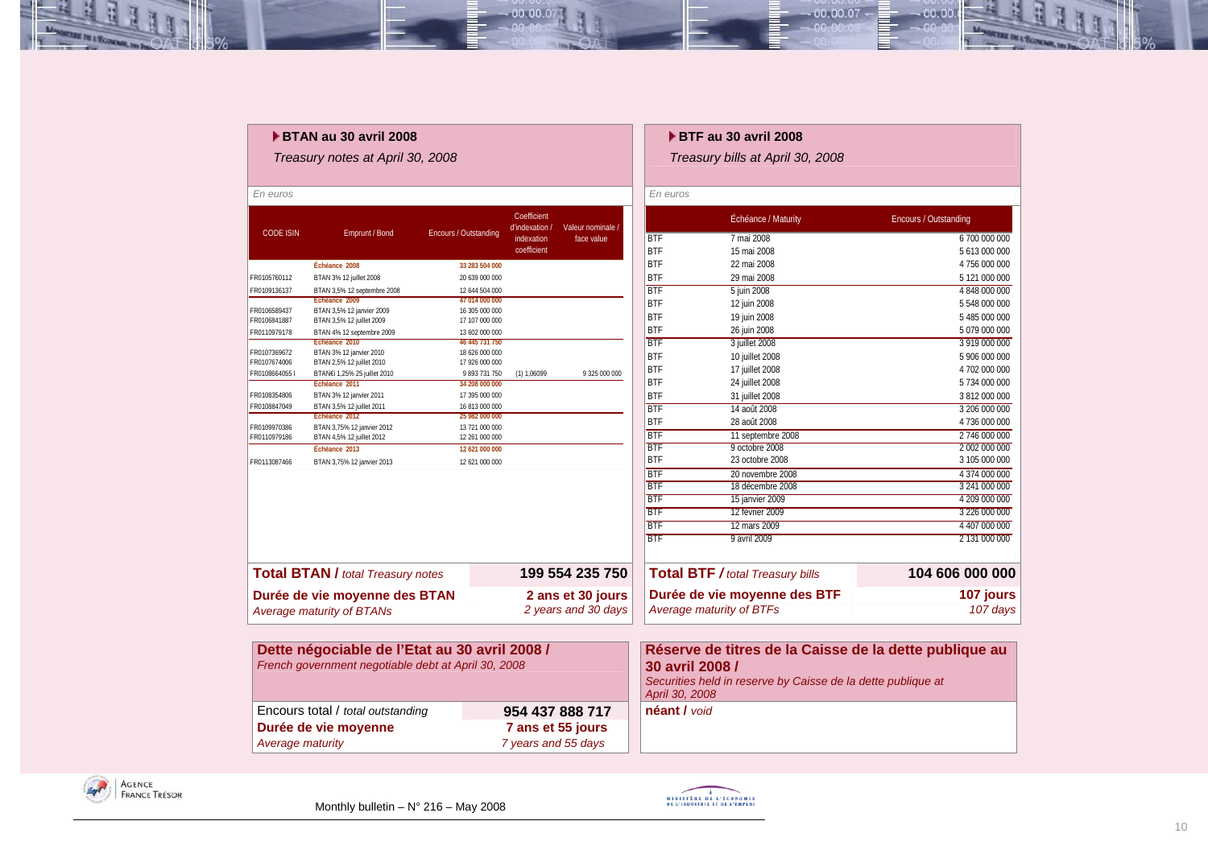## BTAN au 30 avril 2008

*Treasury notes at April 30, 2008*

*En euros*

| CODE ISIN | Emprunt / Bond | Encours / Outstanding | Coefficient d'indexation / indexation coefficient | Valeur nominale / face value |
|---|---|---|---|---|
| | **Échéance 2008** | **33 283 504 000** | | |
| FR0105760112 | BTAN 3% 12 juillet 2008 | 20 639 000 000 | | |
| FR0109136137 | BTAN 3,5% 12 septembre 2008 | 12 644 504 000 | | |
| | **Échéance 2009** | **47 014 000 000** | | |
| FR0106589437 | BTAN 3,5% 12 janvier 2009 | 16 305 000 000 | | |
| FR0106841887 | BTAN 3,5% 12 juillet 2009 | 17 107 000 000 | | |
| FR0110979178 | BTAN 4% 12 septembre 2009 | 13 602 000 000 | | |
| | **Échéance 2010** | **46 445 731 750** | | |
| FR0107369672 | BTAN 3% 12 janvier 2010 | 18 626 000 000 | | |
| FR0107674006 | BTAN 2,5% 12 juillet 2010 | 17 926 000 000 | | |
| FR0108664055 I | BTAN€i 1,25% 25 juillet 2010 | 9 893 731 750 | (1) 1,06099 | 9 325 000 000 |
| | **Échéance 2011** | **34 208 000 000** | | |
| FR0108354806 | BTAN 3% 12 janvier 2011 | 17 395 000 000 | | |
| FR0108847049 | BTAN 3,5% 12 juillet 2011 | 16 813 000 000 | | |
| | **Échéance 2012** | **25 982 000 000** | | |
| FR0109970386 | BTAN 3,75% 12 janvier 2012 | 13 721 000 000 | | |
| FR0110979186 | BTAN 4,5% 12 juillet 2012 | 12 261 000 000 | | |
| | **Échéance 2013** | **12 621 000 000** | | |
| FR0113087466 | BTAN 3,75% 12 janvier 2013 | 12 621 000 000 | | |

**Total BTAN /** *total Treasury notes* **199 554 235 750**

**Durée de vie moyenne des BTAN** **2 ans et 30 jours**

*Average maturity of BTANs* *2 years and 30 days*

## BTF au 30 avril 2008

*Treasury bills at April 30, 2008*

*En euros*

| | Échéance / Maturity | Encours / Outstanding |
|---|---|---|
| BTF | 7 mai 2008 | 6 700 000 000 |
| BTF | 15 mai 2008 | 5 613 000 000 |
| BTF | 22 mai 2008 | 4 756 000 000 |
| BTF | 29 mai 2008 | 5 121 000 000 |
| BTF | 5 juin 2008 | 4 848 000 000 |
| BTF | 12 juin 2008 | 5 548 000 000 |
| BTF | 19 juin 2008 | 5 485 000 000 |
| BTF | 26 juin 2008 | 5 079 000 000 |
| BTF | 3 juillet 2008 | 3 919 000 000 |
| BTF | 10 juillet 2008 | 5 906 000 000 |
| BTF | 17 juillet 2008 | 4 702 000 000 |
| BTF | 24 juillet 2008 | 5 734 000 000 |
| BTF | 31 juillet 2008 | 3 812 000 000 |
| BTF | 14 août 2008 | 3 206 000 000 |
| BTF | 28 août 2008 | 4 736 000 000 |
| BTF | 11 septembre 2008 | 2 746 000 000 |
| BTF | 9 octobre 2008 | 2 002 000 000 |
| BTF | 23 octobre 2008 | 3 105 000 000 |
| BTF | 20 novembre 2008 | 4 374 000 000 |
| BTF | 18 décembre 2008 | 3 241 000 000 |
| BTF | 15 janvier 2009 | 4 209 000 000 |
| BTF | 12 février 2009 | 3 226 000 000 |
| BTF | 12 mars 2009 | 4 407 000 000 |
| BTF | 9 avril 2009 | 2 131 000 000 |

**Total BTF /** *total Treasury bills* **104 606 000 000**

**Durée de vie moyenne des BTF** **107 jours**

*Average maturity of BTFs* *107 days*

## Dette négociable de l'Etat au 30 avril 2008 /

*French government negotiable debt at April 30, 2008*

Encours total / *total outstanding* **954 437 888 717**

**Durée de vie moyenne** **7 ans et 55 jours**

*Average maturity* *7 years and 55 days*

## Réserve de titres de la Caisse de la dette publique au 30 avril 2008 /

*Securities held in reserve by Caisse de la dette publique at April 30, 2008*

**néant /** *void*

Monthly bulletin – N° 216 – May 2008